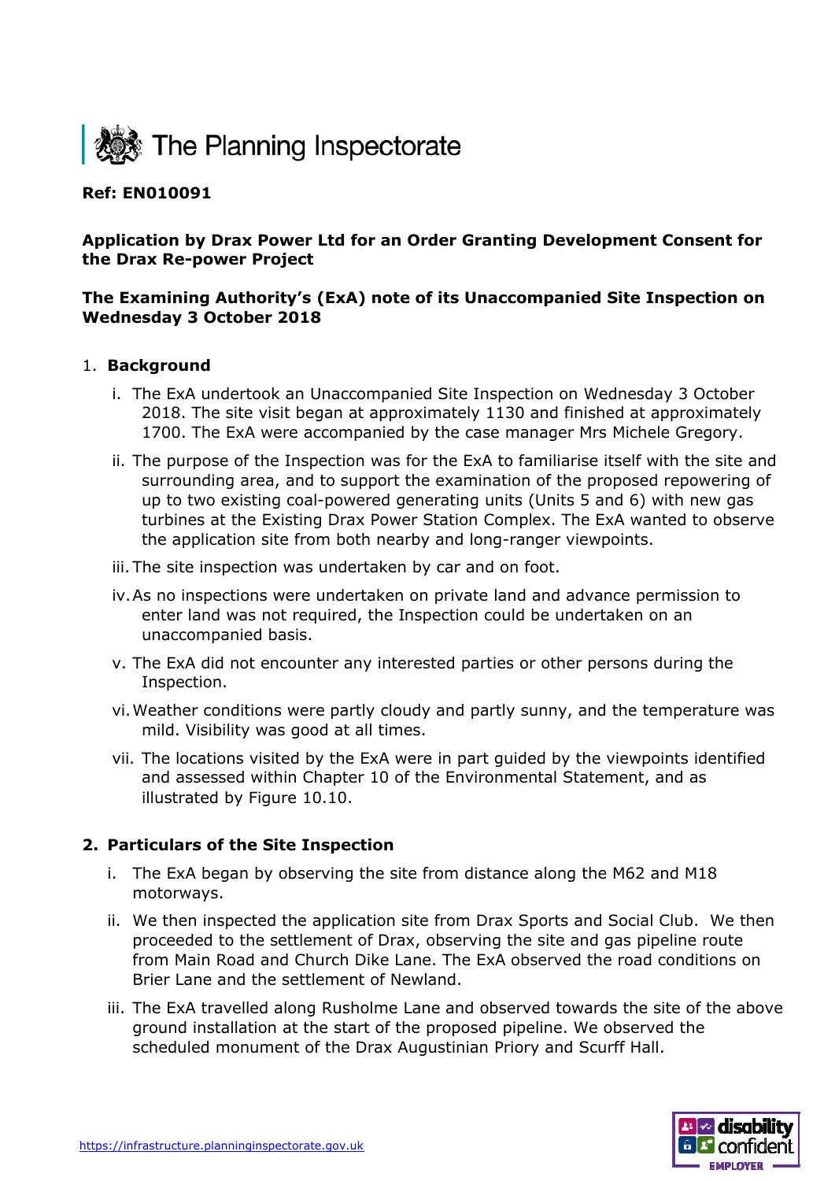The Planning Inspectorate

**Ref: EN010091**

**Application by Drax Power Ltd for an Order Granting Development Consent for the Drax Re-power Project**

**The Examining Authority's (ExA) note of its Unaccompanied Site Inspection on Wednesday 3 October 2018**

1. **Background**

   i. The ExA undertook an Unaccompanied Site Inspection on Wednesday 3 October 2018. The site visit began at approximately 1130 and finished at approximately 1700. The ExA were accompanied by the case manager Mrs Michele Gregory.

   ii. The purpose of the Inspection was for the ExA to familiarise itself with the site and surrounding area, and to support the examination of the proposed repowering of up to two existing coal-powered generating units (Units 5 and 6) with new gas turbines at the Existing Drax Power Station Complex. The ExA wanted to observe the application site from both nearby and long-ranger viewpoints.

   iii. The site inspection was undertaken by car and on foot.

   iv. As no inspections were undertaken on private land and advance permission to enter land was not required, the Inspection could be undertaken on an unaccompanied basis.

   v. The ExA did not encounter any interested parties or other persons during the Inspection.

   vi. Weather conditions were partly cloudy and partly sunny, and the temperature was mild. Visibility was good at all times.

   vii. The locations visited by the ExA were in part guided by the viewpoints identified and assessed within Chapter 10 of the Environmental Statement, and as illustrated by Figure 10.10.

2. **Particulars of the Site Inspection**

   i. The ExA began by observing the site from distance along the M62 and M18 motorways.

   ii. We then inspected the application site from Drax Sports and Social Club. We then proceeded to the settlement of Drax, observing the site and gas pipeline route from Main Road and Church Dike Lane. The ExA observed the road conditions on Brier Lane and the settlement of Newland.

   iii. The ExA travelled along Rusholme Lane and observed towards the site of the above ground installation at the start of the proposed pipeline. We observed the scheduled monument of the Drax Augustinian Priory and Scurff Hall.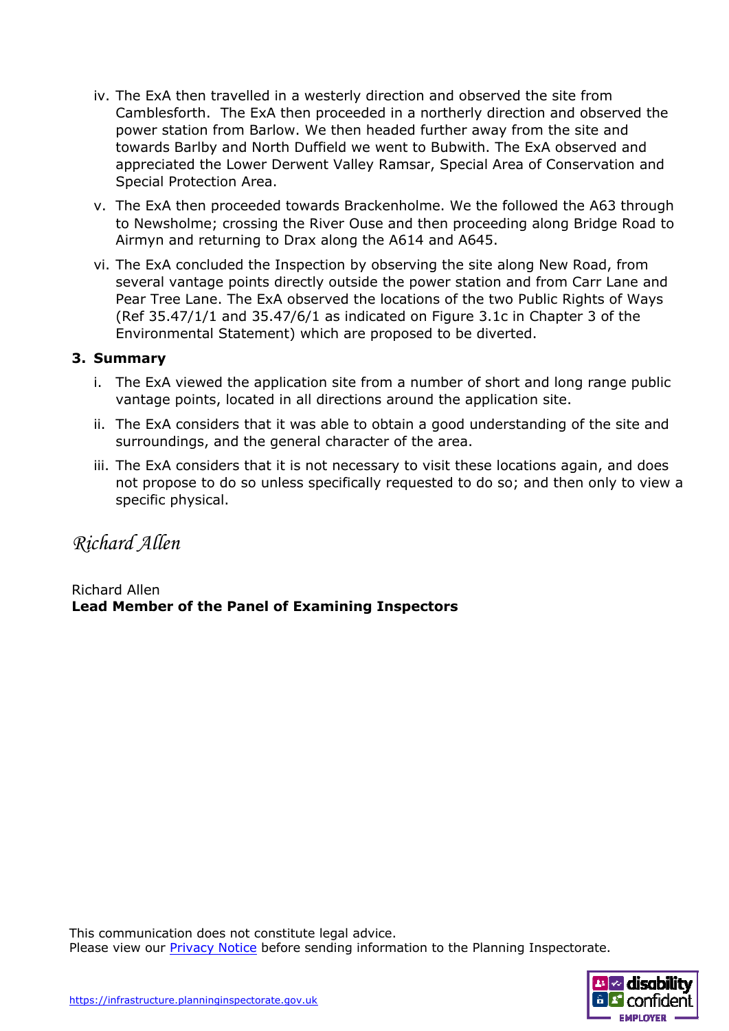iv. The ExA then travelled in a westerly direction and observed the site from Camblesforth. The ExA then proceeded in a northerly direction and observed the power station from Barlow. We then headed further away from the site and towards Barlby and North Duffield we went to Bubwith. The ExA observed and appreciated the Lower Derwent Valley Ramsar, Special Area of Conservation and Special Protection Area.

v. The ExA then proceeded towards Brackenholme. We the followed the A63 through to Newsholme; crossing the River Ouse and then proceeding along Bridge Road to Airmyn and returning to Drax along the A614 and A645.

vi. The ExA concluded the Inspection by observing the site along New Road, from several vantage points directly outside the power station and from Carr Lane and Pear Tree Lane. The ExA observed the locations of the two Public Rights of Ways (Ref 35.47/1/1 and 35.47/6/1 as indicated on Figure 3.1c in Chapter 3 of the Environmental Statement) which are proposed to be diverted.

**3. Summary**

i. The ExA viewed the application site from a number of short and long range public vantage points, located in all directions around the application site.

ii. The ExA considers that it was able to obtain a good understanding of the site and surroundings, and the general character of the area.

iii. The ExA considers that it is not necessary to visit these locations again, and does not propose to do so unless specifically requested to do so; and then only to view a specific physical.

*Richard Allen*

Richard Allen
**Lead Member of the Panel of Examining Inspectors**

This communication does not constitute legal advice.
Please view our Privacy Notice before sending information to the Planning Inspectorate.

https://infrastructure.planninginspectorate.gov.uk